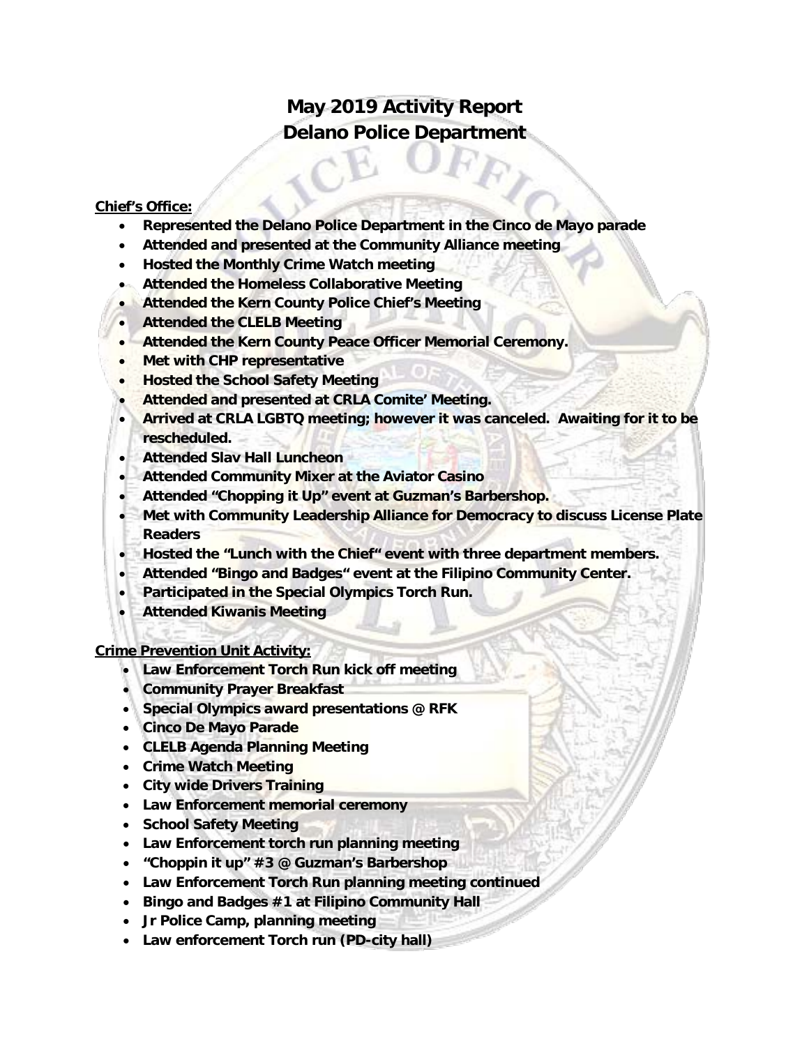# May 2019 Activity Report
# Delano Police Department

**Chief's Office:**

- **Represented the Delano Police Department in the Cinco de Mayo parade**
- **Attended and presented at the Community Alliance meeting**
- **Hosted the Monthly Crime Watch meeting**
- **Attended the Homeless Collaborative Meeting**
- **Attended the Kern County Police Chief's Meeting**
- **Attended the CLELB Meeting**
- **Attended the Kern County Peace Officer Memorial Ceremony.**
- **Met with CHP representative**
- **Hosted the School Safety Meeting**
- **Attended and presented at CRLA Comite' Meeting.**
- **Arrived at CRLA LGBTQ meeting; however it was canceled. Awaiting for it to be rescheduled.**
- **Attended Slav Hall Luncheon**
- **Attended Community Mixer at the Aviator Casino**
- **Attended "Chopping it Up" event at Guzman's Barbershop.**
- **Met with Community Leadership Alliance for Democracy to discuss License Plate Readers**
- **Hosted the "Lunch with the Chief" event with three department members.**
- **Attended "Bingo and Badges" event at the Filipino Community Center.**
- **Participated in the Special Olympics Torch Run.**
- **Attended Kiwanis Meeting**

**Crime Prevention Unit Activity:**

- **Law Enforcement Torch Run kick off meeting**
- **Community Prayer Breakfast**
- **Special Olympics award presentations @ RFK**
- **Cinco De Mayo Parade**
- **CLELB Agenda Planning Meeting**
- **Crime Watch Meeting**
- **City wide Drivers Training**
- **Law Enforcement memorial ceremony**
- **School Safety Meeting**
- **Law Enforcement torch run planning meeting**
- **"Choppin it up" #3 @ Guzman's Barbershop**
- **Law Enforcement Torch Run planning meeting continued**
- **Bingo and Badges #1 at Filipino Community Hall**
- **Jr Police Camp, planning meeting**
- **Law enforcement Torch run (PD-city hall)**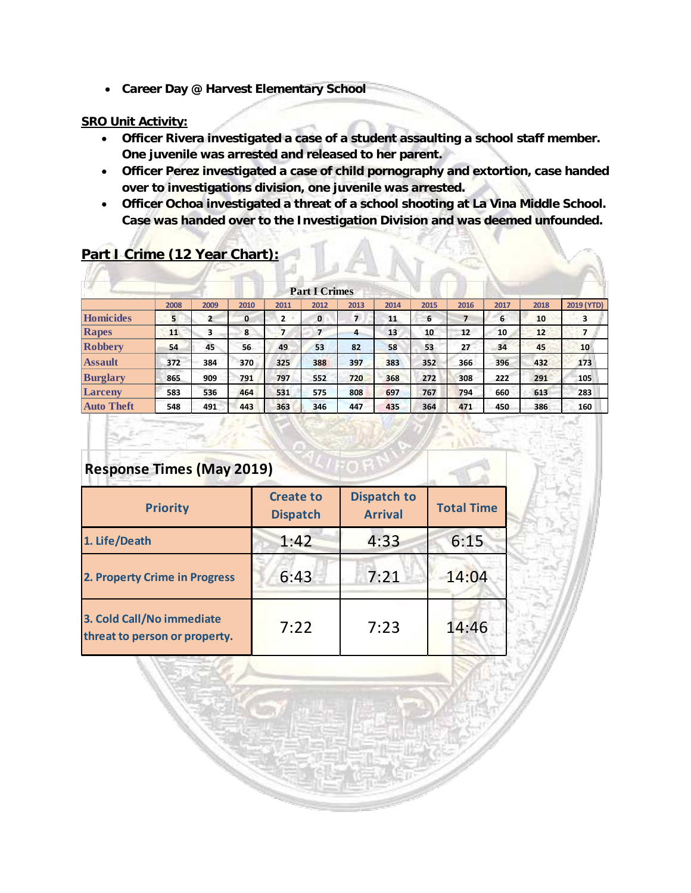- **Career Day @ Harvest Elementary School**

**SRO Unit Activity:**

- **Officer Rivera investigated a case of a student assaulting a school staff member. One juvenile was arrested and released to her parent.**
- **Officer Perez investigated a case of child pornography and extortion, case handed over to investigations division, one juvenile was arrested.**
- **Officer Ochoa investigated a threat of a school shooting at La Vina Middle School. Case was handed over to the Investigation Division and was deemed unfounded.**

## Part I Crime (12 Year Chart):

| Part I Crimes | 2008 | 2009 | 2010 | 2011 | 2012 | 2013 | 2014 | 2015 | 2016 | 2017 | 2018 | 2019 (YTD) |
|---|---|---|---|---|---|---|---|---|---|---|---|---|
| Homicides | 5 | 2 | 0 | 2 | 0 | 7 | 11 | 6 | 7 | 6 | 10 | 3 |
| Rapes | 11 | 3 | 8 | 7 | 7 | 4 | 13 | 10 | 12 | 10 | 12 | 7 |
| Robbery | 54 | 45 | 56 | 49 | 53 | 82 | 58 | 53 | 27 | 34 | 45 | 10 |
| Assault | 372 | 384 | 370 | 325 | 388 | 397 | 383 | 352 | 366 | 396 | 432 | 173 |
| Burglary | 865 | 909 | 791 | 797 | 552 | 720 | 368 | 272 | 308 | 222 | 291 | 105 |
| Larceny | 583 | 536 | 464 | 531 | 575 | 808 | 697 | 767 | 794 | 660 | 613 | 283 |
| Auto Theft | 548 | 491 | 443 | 363 | 346 | 447 | 435 | 364 | 471 | 450 | 386 | 160 |

## Response Times (May 2019)

| Priority | Create to Dispatch | Dispatch to Arrival | Total Time |
|---|---|---|---|
| 1. Life/Death | 1:42 | 4:33 | 6:15 |
| 2. Property Crime in Progress | 6:43 | 7:21 | 14:04 |
| 3. Cold Call/No immediate threat to person or property. | 7:22 | 7:23 | 14:46 |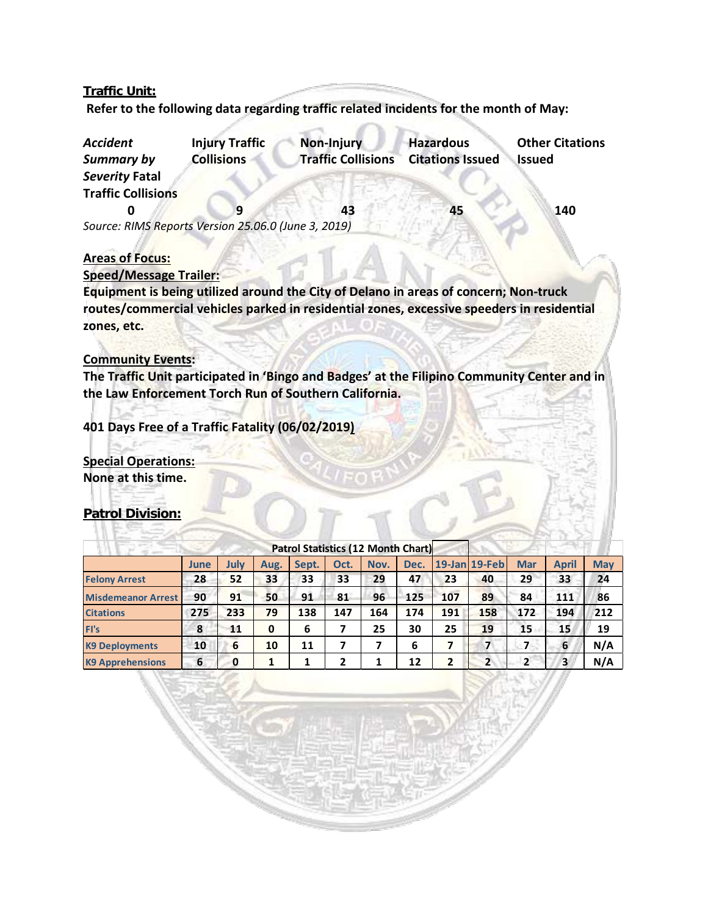## Traffic Unit:

**Refer to the following data regarding traffic related incidents for the month of May:**

| *Accident Summary by Severity* Fatal Traffic Collisions | Injury Traffic Collisions | Non-Injury Traffic Collisions | Hazardous Citations Issued | Other Citations Issued |
|---|---|---|---|---|
| 0 | 9 | 43 | 45 | 140 |

*Source: RIMS Reports Version 25.06.0 (June 3, 2019)*

**Areas of Focus:**

**Speed/Message Trailer:**

**Equipment is being utilized around the City of Delano in areas of concern; Non-truck routes/commercial vehicles parked in residential zones, excessive speeders in residential zones, etc.**

**Community Events:**

**The Traffic Unit participated in 'Bingo and Badges' at the Filipino Community Center and in the Law Enforcement Torch Run of Southern California.**

**401 Days Free of a Traffic Fatality (06/02/2019)**

**Special Operations:**

**None at this time.**

## Patrol Division:

| Patrol Statistics (12 Month Chart) | | | | | | | | | | | | |
|---|---|---|---|---|---|---|---|---|---|---|---|---|
| | June | July | Aug. | Sept. | Oct. | Nov. | Dec. | 19-Jan | 19-Feb | Mar | April | May |
| Felony Arrest | 28 | 52 | 33 | 33 | 33 | 29 | 47 | 23 | 40 | 29 | 33 | 24 |
| Misdemeanor Arrest | 90 | 91 | 50 | 91 | 81 | 96 | 125 | 107 | 89 | 84 | 111 | 86 |
| Citations | 275 | 233 | 79 | 138 | 147 | 164 | 174 | 191 | 158 | 172 | 194 | 212 |
| FI's | 8 | 11 | 0 | 6 | 7 | 25 | 30 | 25 | 19 | 15 | 15 | 19 |
| K9 Deployments | 10 | 6 | 10 | 11 | 7 | 7 | 6 | 7 | 7 | 7 | 6 | N/A |
| K9 Apprehensions | 6 | 0 | 1 | 1 | 2 | 1 | 12 | 2 | 2 | 2 | 3 | N/A |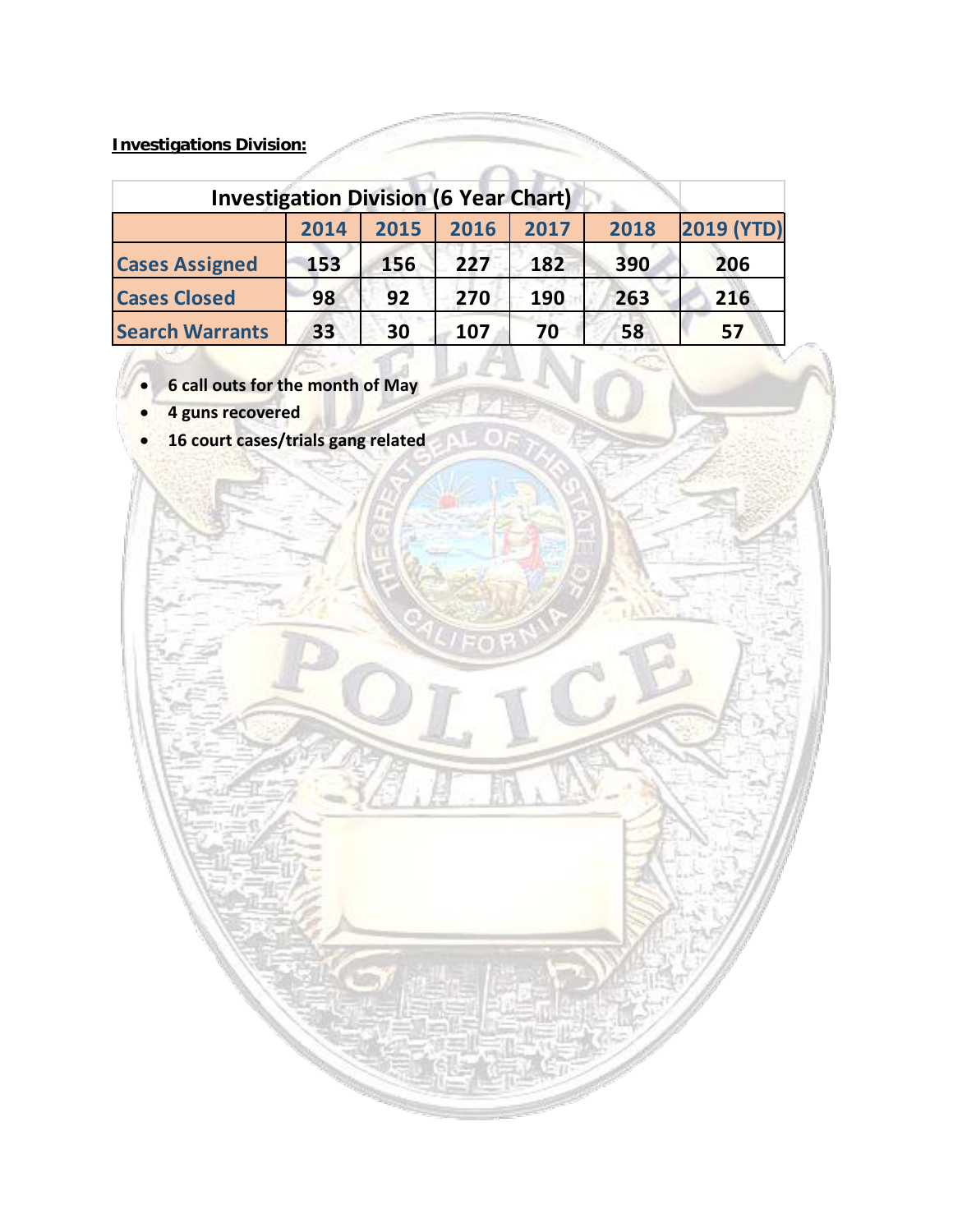**Investigations Division:**

| Investigation Division (6 Year Chart) | | | | | | |
|---|---|---|---|---|---|---|
| | 2014 | 2015 | 2016 | 2017 | 2018 | 2019 (YTD) |
| Cases Assigned | 153 | 156 | 227 | 182 | 390 | 206 |
| Cases Closed | 98 | 92 | 270 | 190 | 263 | 216 |
| Search Warrants | 33 | 30 | 107 | 70 | 58 | 57 |

- **6 call outs for the month of May**
- **4 guns recovered**
- **16 court cases/trials gang related**